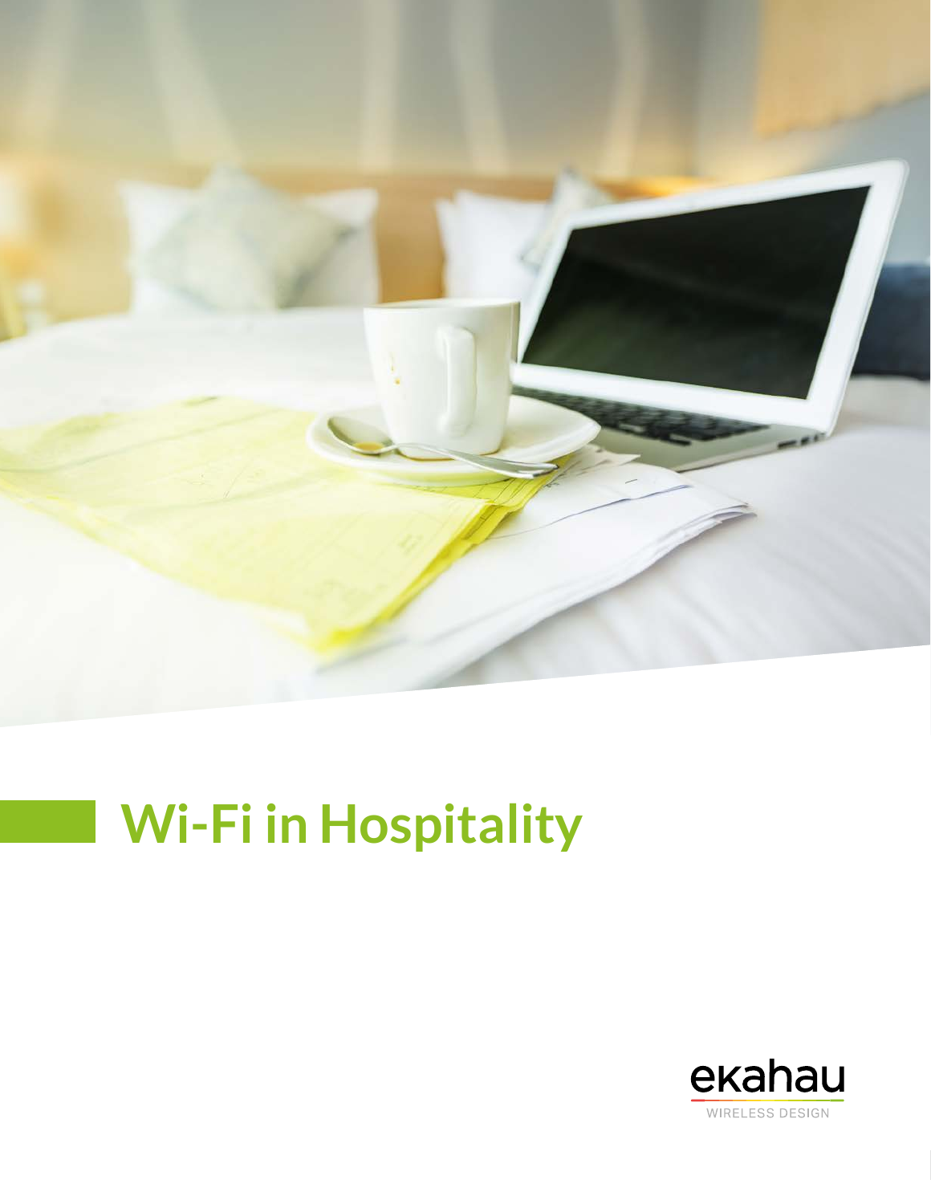# Wi-Fi in Hospitality

ekahau

WIRELESS DESIGN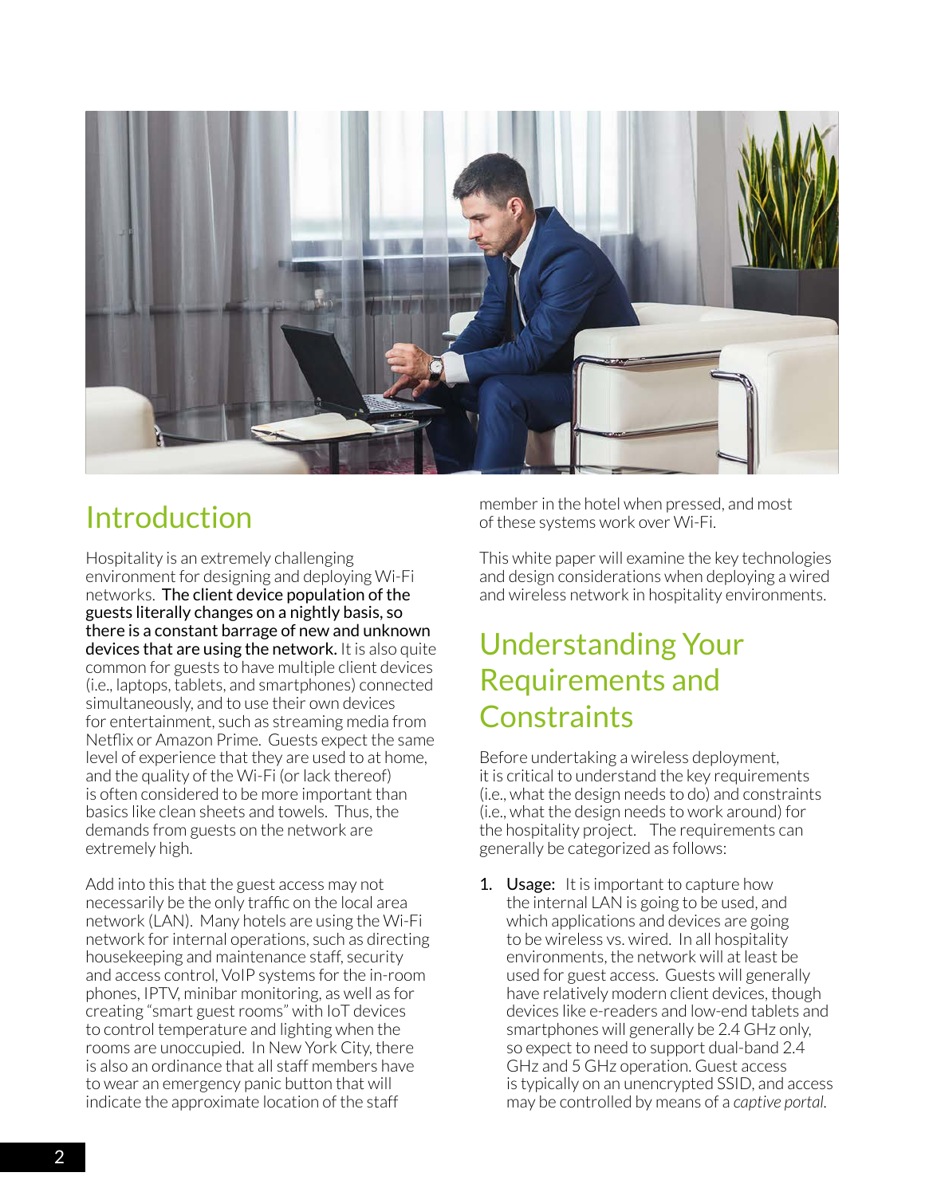## Introduction

Hospitality is an extremely challenging environment for designing and deploying Wi-Fi networks. The client device population of the guests literally changes on a nightly basis, so there is a constant barrage of new and unknown devices that are using the network. It is also quite common for guests to have multiple client devices (i.e., laptops, tablets, and smartphones) connected simultaneously, and to use their own devices for entertainment, such as streaming media from Netflix or Amazon Prime. Guests expect the same level of experience that they are used to at home, and the quality of the Wi-Fi (or lack thereof) is often considered to be more important than basics like clean sheets and towels. Thus, the demands from guests on the network are extremely high.

Add into this that the guest access may not necessarily be the only traffic on the local area network (LAN). Many hotels are using the Wi-Fi network for internal operations, such as directing housekeeping and maintenance staff, security and access control, VoIP systems for the in-room phones, IPTV, minibar monitoring, as well as for creating "smart guest rooms" with IoT devices to control temperature and lighting when the rooms are unoccupied. In New York City, there is also an ordinance that all staff members have to wear an emergency panic button that will indicate the approximate location of the staff member in the hotel when pressed, and most of these systems work over Wi-Fi.

This white paper will examine the key technologies and design considerations when deploying a wired and wireless network in hospitality environments.

## Understanding Your Requirements and Constraints

Before undertaking a wireless deployment, it is critical to understand the key requirements (i.e., what the design needs to do) and constraints (i.e., what the design needs to work around) for the hospitality project. The requirements can generally be categorized as follows:

1. Usage: It is important to capture how the internal LAN is going to be used, and which applications and devices are going to be wireless vs. wired. In all hospitality environments, the network will at least be used for guest access. Guests will generally have relatively modern client devices, though devices like e-readers and low-end tablets and smartphones will generally be 2.4 GHz only, so expect to need to support dual-band 2.4 GHz and 5 GHz operation. Guest access is typically on an unencrypted SSID, and access may be controlled by means of a *captive portal*.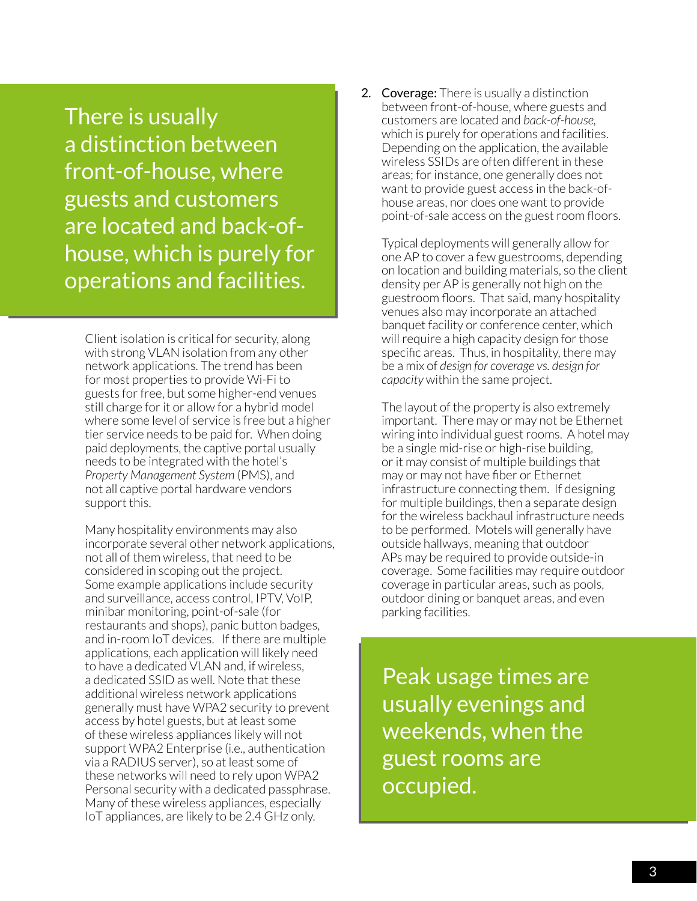> There is usually a distinction between front-of-house, where guests and customers are located and back-of-house, which is purely for operations and facilities.

Client isolation is critical for security, along with strong VLAN isolation from any other network applications. The trend has been for most properties to provide Wi-Fi to guests for free, but some higher-end venues still charge for it or allow for a hybrid model where some level of service is free but a higher tier service needs to be paid for. When doing paid deployments, the captive portal usually needs to be integrated with the hotel's *Property Management System* (PMS), and not all captive portal hardware vendors support this.

Many hospitality environments may also incorporate several other network applications, not all of them wireless, that need to be considered in scoping out the project. Some example applications include security and surveillance, access control, IPTV, VoIP, minibar monitoring, point-of-sale (for restaurants and shops), panic button badges, and in-room IoT devices. If there are multiple applications, each application will likely need to have a dedicated VLAN and, if wireless, a dedicated SSID as well. Note that these additional wireless network applications generally must have WPA2 security to prevent access by hotel guests, but at least some of these wireless appliances likely will not support WPA2 Enterprise (i.e., authentication via a RADIUS server), so at least some of these networks will need to rely upon WPA2 Personal security with a dedicated passphrase. Many of these wireless appliances, especially IoT appliances, are likely to be 2.4 GHz only.

2. **Coverage:** There is usually a distinction between front-of-house, where guests and customers are located and *back-of-house,* which is purely for operations and facilities. Depending on the application, the available wireless SSIDs are often different in these areas; for instance, one generally does not want to provide guest access in the back-of-house areas, nor does one want to provide point-of-sale access on the guest room floors.

   Typical deployments will generally allow for one AP to cover a few guestrooms, depending on location and building materials, so the client density per AP is generally not high on the guestroom floors. That said, many hospitality venues also may incorporate an attached banquet facility or conference center, which will require a high capacity design for those specific areas. Thus, in hospitality, there may be a mix of *design for coverage vs. design for capacity* within the same project.

   The layout of the property is also extremely important. There may or may not be Ethernet wiring into individual guest rooms. A hotel may be a single mid-rise or high-rise building, or it may consist of multiple buildings that may or may not have fiber or Ethernet infrastructure connecting them. If designing for multiple buildings, then a separate design for the wireless backhaul infrastructure needs to be performed. Motels will generally have outside hallways, meaning that outdoor APs may be required to provide outside-in coverage. Some facilities may require outdoor coverage in particular areas, such as pools, outdoor dining or banquet areas, and even parking facilities.

> Peak usage times are usually evenings and weekends, when the guest rooms are occupied.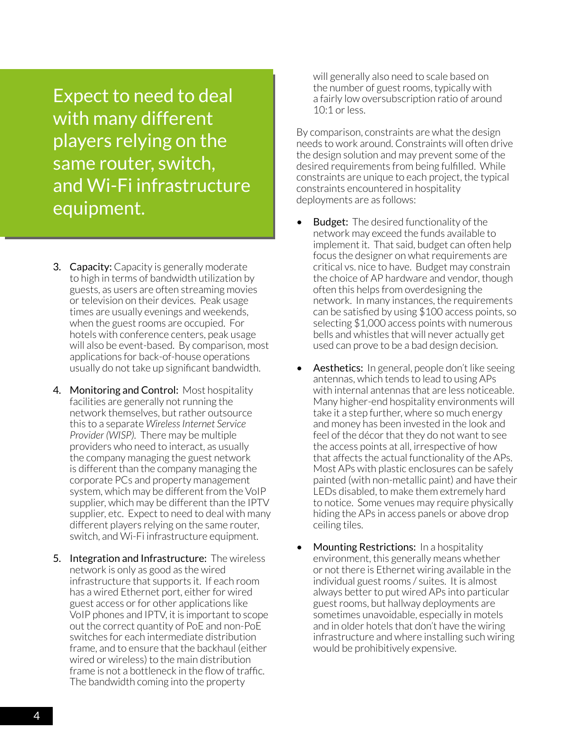> Expect to need to deal with many different players relying on the same router, switch, and Wi-Fi infrastructure equipment.

3. **Capacity:** Capacity is generally moderate to high in terms of bandwidth utilization by guests, as users are often streaming movies or television on their devices. Peak usage times are usually evenings and weekends, when the guest rooms are occupied. For hotels with conference centers, peak usage will also be event-based. By comparison, most applications for back-of-house operations usually do not take up significant bandwidth.

4. **Monitoring and Control:** Most hospitality facilities are generally not running the network themselves, but rather outsource this to a separate *Wireless Internet Service Provider (WISP)*. There may be multiple providers who need to interact, as usually the company managing the guest network is different than the company managing the corporate PCs and property management system, which may be different from the VoIP supplier, which may be different than the IPTV supplier, etc. Expect to need to deal with many different players relying on the same router, switch, and Wi-Fi infrastructure equipment.

5. **Integration and Infrastructure:** The wireless network is only as good as the wired infrastructure that supports it. If each room has a wired Ethernet port, either for wired guest access or for other applications like VoIP phones and IPTV, it is important to scope out the correct quantity of PoE and non-PoE switches for each intermediate distribution frame, and to ensure that the backhaul (either wired or wireless) to the main distribution frame is not a bottleneck in the flow of traffic. The bandwidth coming into the property will generally also need to scale based on the number of guest rooms, typically with a fairly low oversubscription ratio of around 10:1 or less.

By comparison, constraints are what the design needs to work around. Constraints will often drive the design solution and may prevent some of the desired requirements from being fulfilled. While constraints are unique to each project, the typical constraints encountered in hospitality deployments are as follows:

- **Budget:** The desired functionality of the network may exceed the funds available to implement it. That said, budget can often help focus the designer on what requirements are critical vs. nice to have. Budget may constrain the choice of AP hardware and vendor, though often this helps from overdesigning the network. In many instances, the requirements can be satisfied by using $100 access points, so selecting $1,000 access points with numerous bells and whistles that will never actually get used can prove to be a bad design decision.
- **Aesthetics:** In general, people don't like seeing antennas, which tends to lead to using APs with internal antennas that are less noticeable. Many higher-end hospitality environments will take it a step further, where so much energy and money has been invested in the look and feel of the décor that they do not want to see the access points at all, irrespective of how that affects the actual functionality of the APs. Most APs with plastic enclosures can be safely painted (with non-metallic paint) and have their LEDs disabled, to make them extremely hard to notice. Some venues may require physically hiding the APs in access panels or above drop ceiling tiles.
- **Mounting Restrictions:** In a hospitality environment, this generally means whether or not there is Ethernet wiring available in the individual guest rooms / suites. It is almost always better to put wired APs into particular guest rooms, but hallway deployments are sometimes unavoidable, especially in motels and in older hotels that don't have the wiring infrastructure and where installing such wiring would be prohibitively expensive.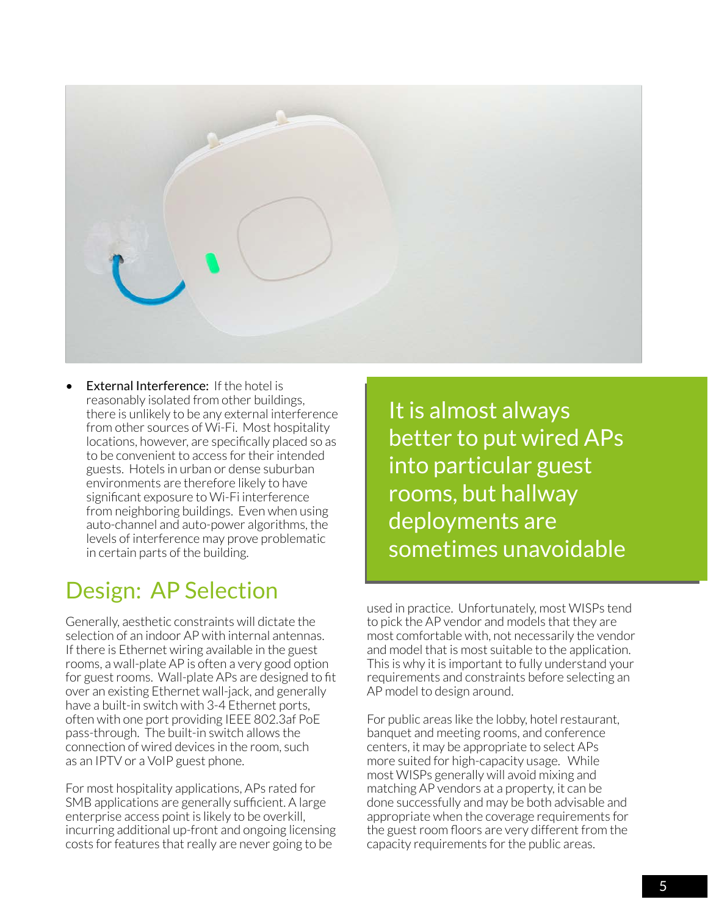- **External Interference:** If the hotel is reasonably isolated from other buildings, there is unlikely to be any external interference from other sources of Wi-Fi. Most hospitality locations, however, are specifically placed so as to be convenient to access for their intended guests. Hotels in urban or dense suburban environments are therefore likely to have significant exposure to Wi-Fi interference from neighboring buildings. Even when using auto-channel and auto-power algorithms, the levels of interference may prove problematic in certain parts of the building.

## Design: AP Selection

Generally, aesthetic constraints will dictate the selection of an indoor AP with internal antennas. If there is Ethernet wiring available in the guest rooms, a wall-plate AP is often a very good option for guest rooms. Wall-plate APs are designed to fit over an existing Ethernet wall-jack, and generally have a built-in switch with 3-4 Ethernet ports, often with one port providing IEEE 802.3af PoE pass-through. The built-in switch allows the connection of wired devices in the room, such as an IPTV or a VoIP guest phone.

For most hospitality applications, APs rated for SMB applications are generally sufficient. A large enterprise access point is likely to be overkill, incurring additional up-front and ongoing licensing costs for features that really are never going to be used in practice. Unfortunately, most WISPs tend to pick the AP vendor and models that they are most comfortable with, not necessarily the vendor and model that is most suitable to the application. This is why it is important to fully understand your requirements and constraints before selecting an AP model to design around.

> It is almost always better to put wired APs into particular guest rooms, but hallway deployments are sometimes unavoidable

For public areas like the lobby, hotel restaurant, banquet and meeting rooms, and conference centers, it may be appropriate to select APs more suited for high-capacity usage. While most WISPs generally will avoid mixing and matching AP vendors at a property, it can be done successfully and may be both advisable and appropriate when the coverage requirements for the guest room floors are very different from the capacity requirements for the public areas.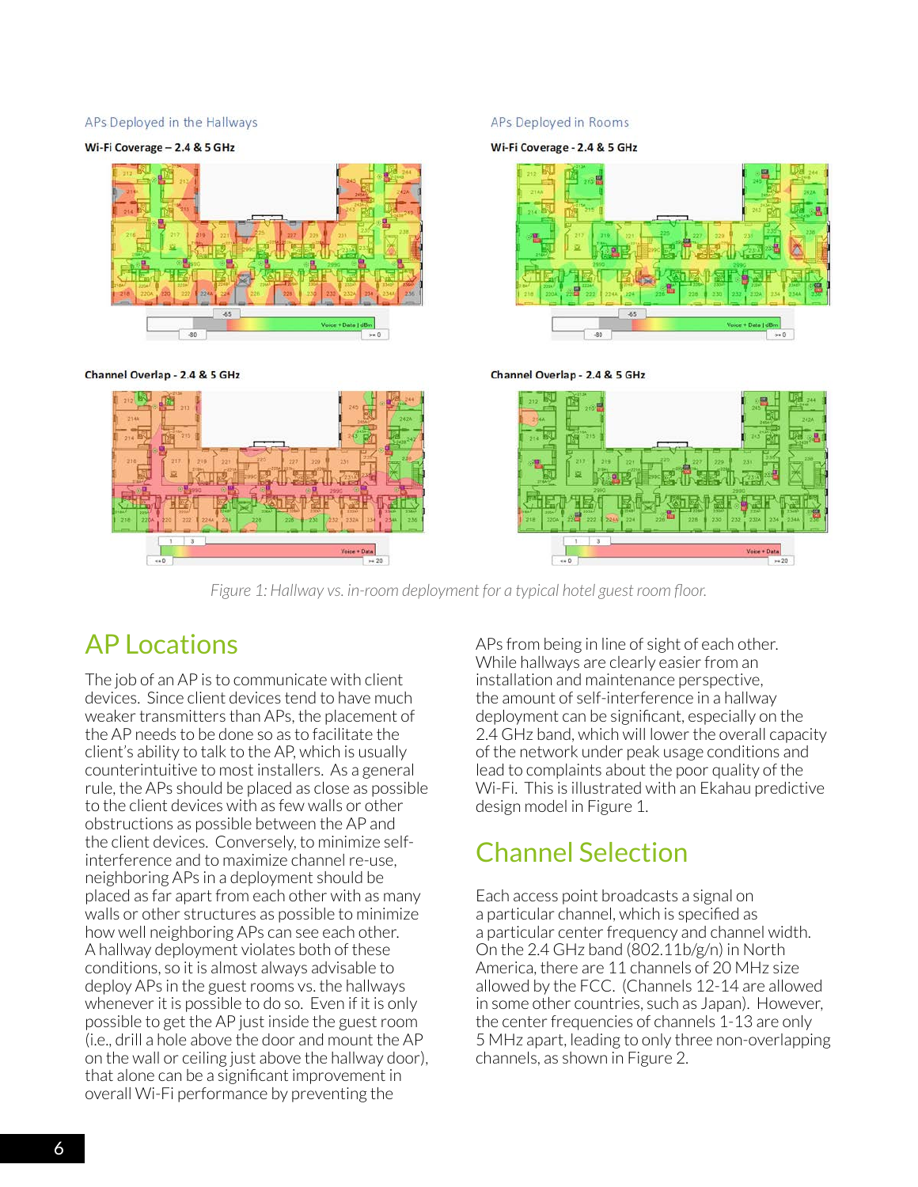APs Deployed in the Hallways

APs Deployed in Rooms

Wi-Fi Coverage – 2.4 & 5 GHz

Channel Overlap - 2.4 & 5 GHz

*Figure 1: Hallway vs. in-room deployment for a typical hotel guest room floor.*

## AP Locations

The job of an AP is to communicate with client devices. Since client devices tend to have much weaker transmitters than APs, the placement of the AP needs to be done so as to facilitate the client's ability to talk to the AP, which is usually counterintuitive to most installers. As a general rule, the APs should be placed as close as possible to the client devices with as few walls or other obstructions as possible between the AP and the client devices. Conversely, to minimize self-interference and to maximize channel re-use, neighboring APs in a deployment should be placed as far apart from each other with as many walls or other structures as possible to minimize how well neighboring APs can see each other. A hallway deployment violates both of these conditions, so it is almost always advisable to deploy APs in the guest rooms vs. the hallways whenever it is possible to do so. Even if it is only possible to get the AP just inside the guest room (i.e., drill a hole above the door and mount the AP on the wall or ceiling just above the hallway door), that alone can be a significant improvement in overall Wi-Fi performance by preventing the APs from being in line of sight of each other. While hallways are clearly easier from an installation and maintenance perspective, the amount of self-interference in a hallway deployment can be significant, especially on the 2.4 GHz band, which will lower the overall capacity of the network under peak usage conditions and lead to complaints about the poor quality of the Wi-Fi. This is illustrated with an Ekahau predictive design model in Figure 1.

## Channel Selection

Each access point broadcasts a signal on a particular channel, which is specified as a particular center frequency and channel width. On the 2.4 GHz band (802.11b/g/n) in North America, there are 11 channels of 20 MHz size allowed by the FCC. (Channels 12-14 are allowed in some other countries, such as Japan). However, the center frequencies of channels 1-13 are only 5 MHz apart, leading to only three non-overlapping channels, as shown in Figure 2.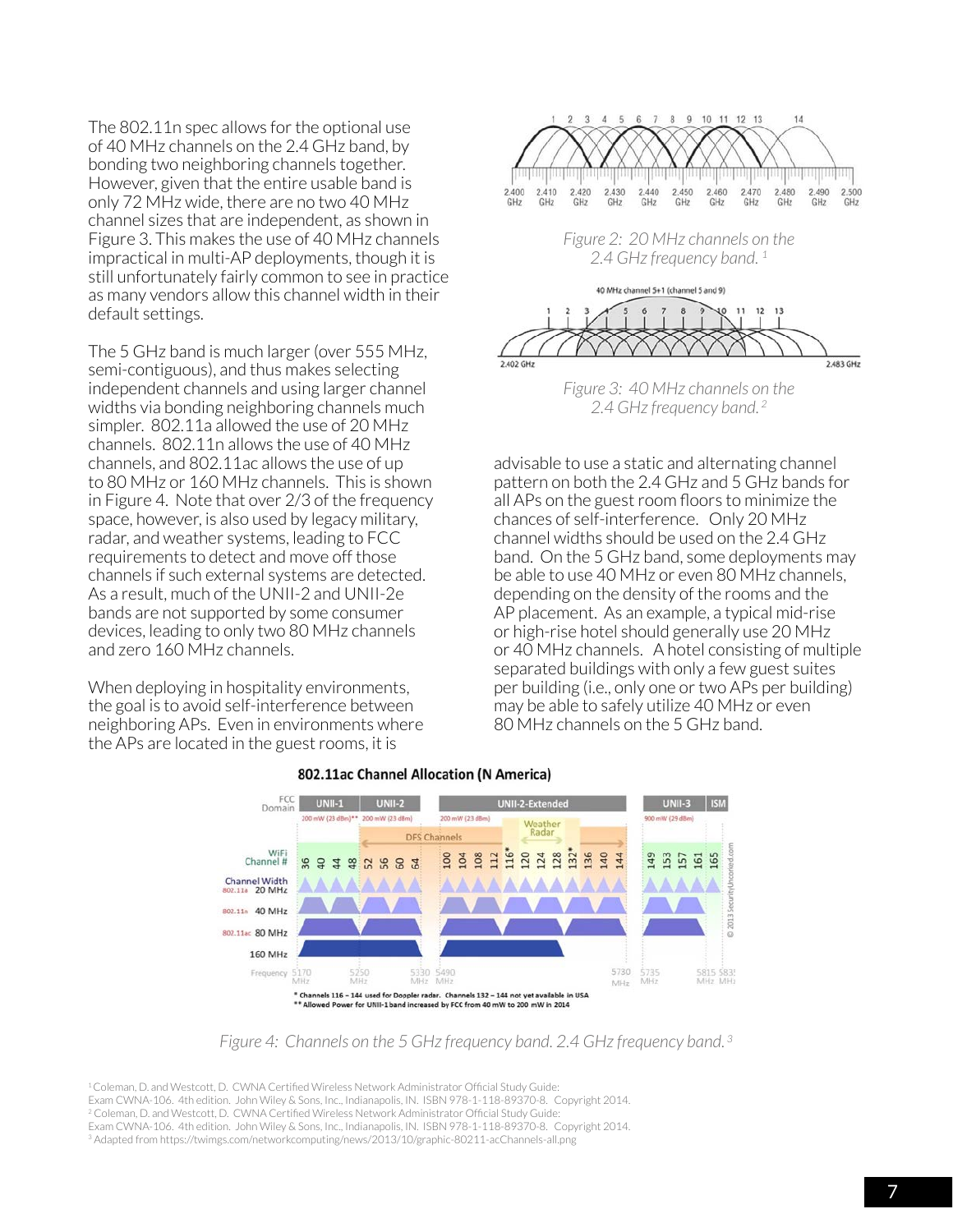The 802.11n spec allows for the optional use of 40 MHz channels on the 2.4 GHz band, by bonding two neighboring channels together. However, given that the entire usable band is only 72 MHz wide, there are no two 40 MHz channel sizes that are independent, as shown in Figure 3. This makes the use of 40 MHz channels impractical in multi-AP deployments, though it is still unfortunately fairly common to see in practice as many vendors allow this channel width in their default settings.

The 5 GHz band is much larger (over 555 MHz, semi-contiguous), and thus makes selecting independent channels and using larger channel widths via bonding neighboring channels much simpler. 802.11a allowed the use of 20 MHz channels. 802.11n allows the use of 40 MHz channels, and 802.11ac allows the use of up to 80 MHz or 160 MHz channels. This is shown in Figure 4. Note that over 2/3 of the frequency space, however, is also used by legacy military, radar, and weather systems, leading to FCC requirements to detect and move off those channels if such external systems are detected. As a result, much of the UNII-2 and UNII-2e bands are not supported by some consumer devices, leading to only two 80 MHz channels and zero 160 MHz channels.

When deploying in hospitality environments, the goal is to avoid self-interference between neighboring APs. Even in environments where the APs are located in the guest rooms, it is advisable to use a static and alternating channel pattern on both the 2.4 GHz and 5 GHz bands for all APs on the guest room floors to minimize the chances of self-interference. Only 20 MHz channel widths should be used on the 2.4 GHz band. On the 5 GHz band, some deployments may be able to use 40 MHz or even 80 MHz channels, depending on the density of the rooms and the AP placement. As an example, a typical mid-rise or high-rise hotel should generally use 20 MHz or 40 MHz channels. A hotel consisting of multiple separated buildings with only a few guest suites per building (i.e., only one or two APs per building) may be able to safely utilize 40 MHz or even 80 MHz channels on the 5 GHz band.

*Figure 2: 20 MHz channels on the 2.4 GHz frequency band.* [1]

*Figure 3: 40 MHz channels on the 2.4 GHz frequency band.* [2]

*Figure 4: Channels on the 5 GHz frequency band. 2.4 GHz frequency band.* [3]

[1] Coleman, D. and Westcott, D. CWNA Certified Wireless Network Administrator Official Study Guide: Exam CWNA-106. 4th edition. John Wiley & Sons, Inc., Indianapolis, IN. ISBN 978-1-118-89370-8. Copyright 2014.
[2] Coleman, D. and Westcott, D. CWNA Certified Wireless Network Administrator Official Study Guide: Exam CWNA-106. 4th edition. John Wiley & Sons, Inc., Indianapolis, IN. ISBN 978-1-118-89370-8. Copyright 2014.
[3] Adapted from https://twimgs.com/networkcomputing/news/2013/10/graphic-80211-acChannels-all.png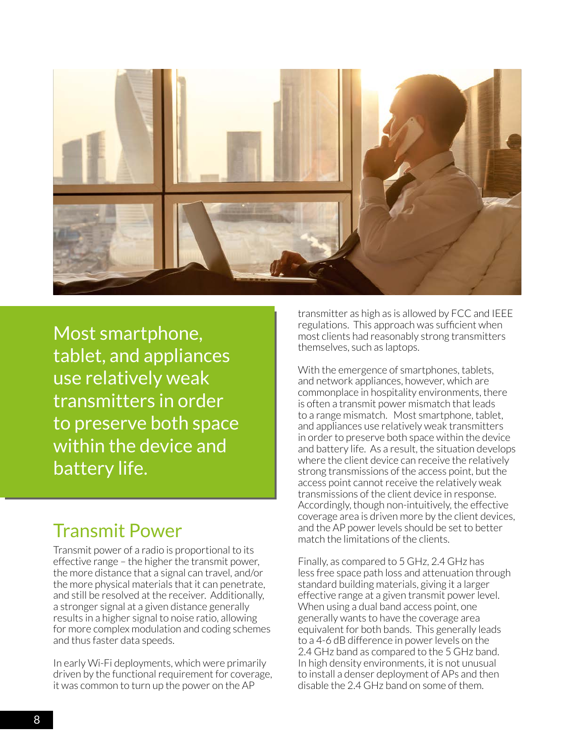> Most smartphone, tablet, and appliances use relatively weak transmitters in order to preserve both space within the device and battery life.

## Transmit Power

Transmit power of a radio is proportional to its effective range – the higher the transmit power, the more distance that a signal can travel, and/or the more physical materials that it can penetrate, and still be resolved at the receiver. Additionally, a stronger signal at a given distance generally results in a higher signal to noise ratio, allowing for more complex modulation and coding schemes and thus faster data speeds.

In early Wi-Fi deployments, which were primarily driven by the functional requirement for coverage, it was common to turn up the power on the AP transmitter as high as is allowed by FCC and IEEE regulations. This approach was sufficient when most clients had reasonably strong transmitters themselves, such as laptops.

With the emergence of smartphones, tablets, and network appliances, however, which are commonplace in hospitality environments, there is often a transmit power mismatch that leads to a range mismatch. Most smartphone, tablet, and appliances use relatively weak transmitters in order to preserve both space within the device and battery life. As a result, the situation develops where the client device can receive the relatively strong transmissions of the access point, but the access point cannot receive the relatively weak transmissions of the client device in response. Accordingly, though non-intuitively, the effective coverage area is driven more by the client devices, and the AP power levels should be set to better match the limitations of the clients.

Finally, as compared to 5 GHz, 2.4 GHz has less free space path loss and attenuation through standard building materials, giving it a larger effective range at a given transmit power level. When using a dual band access point, one generally wants to have the coverage area equivalent for both bands. This generally leads to a 4-6 dB difference in power levels on the 2.4 GHz band as compared to the 5 GHz band. In high density environments, it is not unusual to install a denser deployment of APs and then disable the 2.4 GHz band on some of them.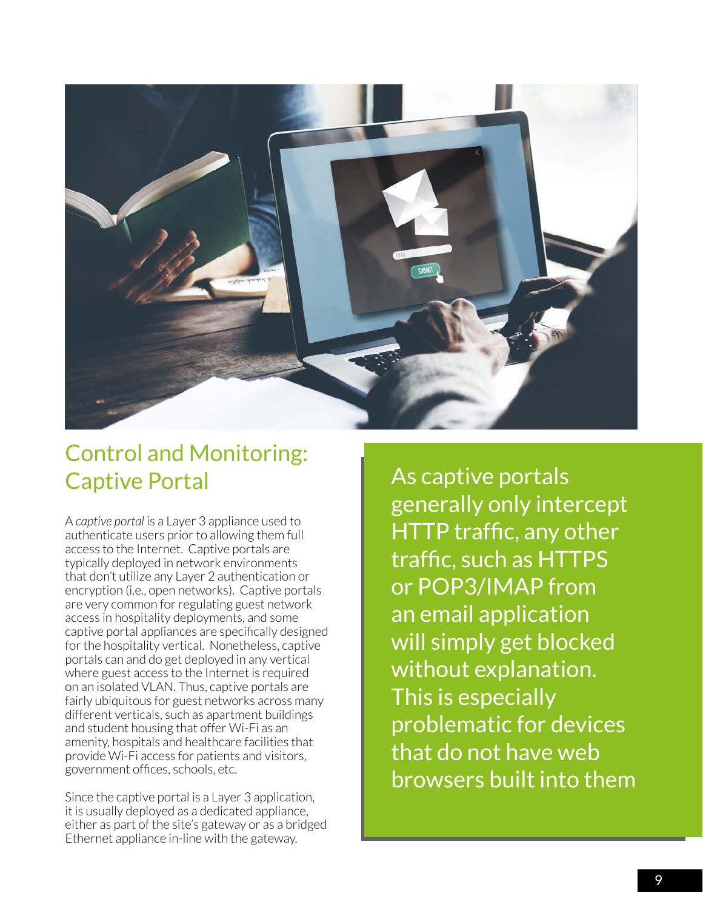## Control and Monitoring: Captive Portal

A *captive portal* is a Layer 3 appliance used to authenticate users prior to allowing them full access to the Internet. Captive portals are typically deployed in network environments that don't utilize any Layer 2 authentication or encryption (i.e., open networks). Captive portals are very common for regulating guest network access in hospitality deployments, and some captive portal appliances are specifically designed for the hospitality vertical. Nonetheless, captive portals can and do get deployed in any vertical where guest access to the Internet is required on an isolated VLAN. Thus, captive portals are fairly ubiquitous for guest networks across many different verticals, such as apartment buildings and student housing that offer Wi-Fi as an amenity, hospitals and healthcare facilities that provide Wi-Fi access for patients and visitors, government offices, schools, etc.

Since the captive portal is a Layer 3 application, it is usually deployed as a dedicated appliance, either as part of the site's gateway or as a bridged Ethernet appliance in-line with the gateway.

> As captive portals generally only intercept HTTP traffic, any other traffic, such as HTTPS or POP3/IMAP from an email application will simply get blocked without explanation. This is especially problematic for devices that do not have web browsers built into them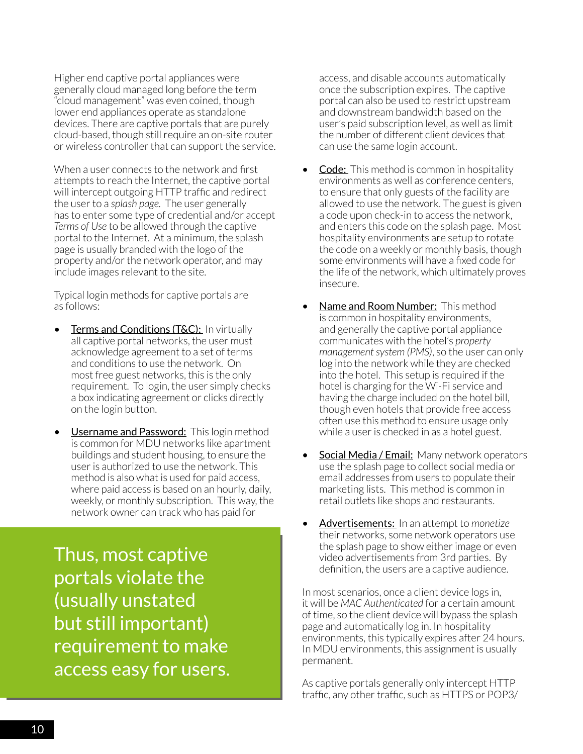Higher end captive portal appliances were generally cloud managed long before the term "cloud management" was even coined, though lower end appliances operate as standalone devices. There are captive portals that are purely cloud-based, though still require an on-site router or wireless controller that can support the service.

When a user connects to the network and first attempts to reach the Internet, the captive portal will intercept outgoing HTTP traffic and redirect the user to a *splash page*. The user generally has to enter some type of credential and/or accept *Terms of Use* to be allowed through the captive portal to the Internet. At a minimum, the splash page is usually branded with the logo of the property and/or the network operator, and may include images relevant to the site.

Typical login methods for captive portals are as follows:

- Terms and Conditions (T&C): In virtually all captive portal networks, the user must acknowledge agreement to a set of terms and conditions to use the network. On most free guest networks, this is the only requirement. To login, the user simply checks a box indicating agreement or clicks directly on the login button.
- Username and Password: This login method is common for MDU networks like apartment buildings and student housing, to ensure the user is authorized to use the network. This method is also what is used for paid access, where paid access is based on an hourly, daily, weekly, or monthly subscription. This way, the network owner can track who has paid for access, and disable accounts automatically once the subscription expires. The captive portal can also be used to restrict upstream and downstream bandwidth based on the user's paid subscription level, as well as limit the number of different client devices that can use the same login account.
- Code: This method is common in hospitality environments as well as conference centers, to ensure that only guests of the facility are allowed to use the network. The guest is given a code upon check-in to access the network, and enters this code on the splash page. Most hospitality environments are setup to rotate the code on a weekly or monthly basis, though some environments will have a fixed code for the life of the network, which ultimately proves insecure.
- Name and Room Number: This method is common in hospitality environments, and generally the captive portal appliance communicates with the hotel's *property management system (PMS)*, so the user can only log into the network while they are checked into the hotel. This setup is required if the hotel is charging for the Wi-Fi service and having the charge included on the hotel bill, though even hotels that provide free access often use this method to ensure usage only while a user is checked in as a hotel guest.
- Social Media / Email: Many network operators use the splash page to collect social media or email addresses from users to populate their marketing lists. This method is common in retail outlets like shops and restaurants.
- Advertisements: In an attempt to *monetize* their networks, some network operators use the splash page to show either image or even video advertisements from 3rd parties. By definition, the users are a captive audience.

In most scenarios, once a client device logs in, it will be *MAC Authenticated* for a certain amount of time, so the client device will bypass the splash page and automatically log in. In hospitality environments, this typically expires after 24 hours. In MDU environments, this assignment is usually permanent.

As captive portals generally only intercept HTTP traffic, any other traffic, such as HTTPS or POP3/

> Thus, most captive portals violate the (usually unstated but still important) requirement to make access easy for users.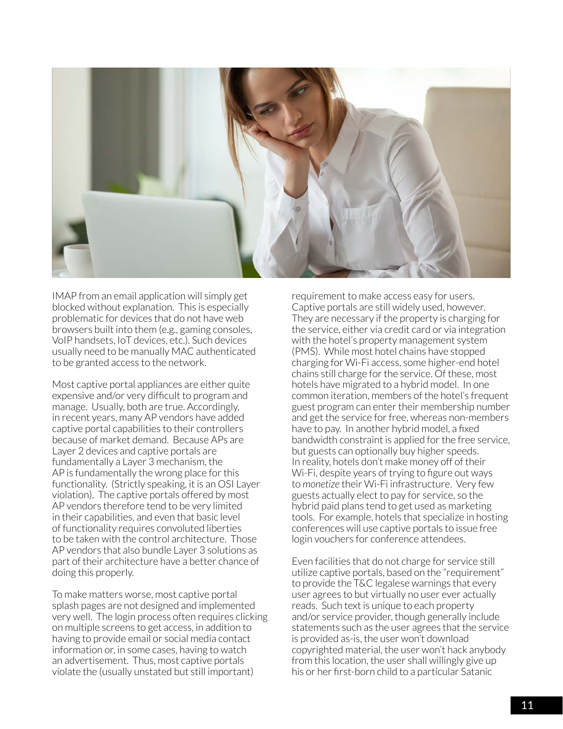IMAP from an email application will simply get blocked without explanation. This is especially problematic for devices that do not have web browsers built into them (e.g., gaming consoles, VoIP handsets, IoT devices, etc.). Such devices usually need to be manually MAC authenticated to be granted access to the network.

Most captive portal appliances are either quite expensive and/or very difficult to program and manage. Usually, both are true. Accordingly, in recent years, many AP vendors have added captive portal capabilities to their controllers because of market demand. Because APs are Layer 2 devices and captive portals are fundamentally a Layer 3 mechanism, the AP is fundamentally the wrong place for this functionality. (Strictly speaking, it is an OSI Layer violation). The captive portals offered by most AP vendors therefore tend to be very limited in their capabilities, and even that basic level of functionality requires convoluted liberties to be taken with the control architecture. Those AP vendors that also bundle Layer 3 solutions as part of their architecture have a better chance of doing this properly.

To make matters worse, most captive portal splash pages are not designed and implemented very well. The login process often requires clicking on multiple screens to get access, in addition to having to provide email or social media contact information or, in some cases, having to watch an advertisement. Thus, most captive portals violate the (usually unstated but still important) requirement to make access easy for users. Captive portals are still widely used, however. They are necessary if the property is charging for the service, either via credit card or via integration with the hotel's property management system (PMS). While most hotel chains have stopped charging for Wi-Fi access, some higher-end hotel chains still charge for the service. Of these, most hotels have migrated to a hybrid model. In one common iteration, members of the hotel's frequent guest program can enter their membership number and get the service for free, whereas non-members have to pay. In another hybrid model, a fixed bandwidth constraint is applied for the free service, but guests can optionally buy higher speeds. In reality, hotels don't make money off of their Wi-Fi, despite years of trying to figure out ways to *monetize* their Wi-Fi infrastructure. Very few guests actually elect to pay for service, so the hybrid paid plans tend to get used as marketing tools. For example, hotels that specialize in hosting conferences will use captive portals to issue free login vouchers for conference attendees.

Even facilities that do not charge for service still utilize captive portals, based on the "requirement" to provide the T&C legalese warnings that every user agrees to but virtually no user ever actually reads. Such text is unique to each property and/or service provider, though generally include statements such as the user agrees that the service is provided as-is, the user won't download copyrighted material, the user won't hack anybody from this location, the user shall willingly give up his or her first-born child to a particular Satanic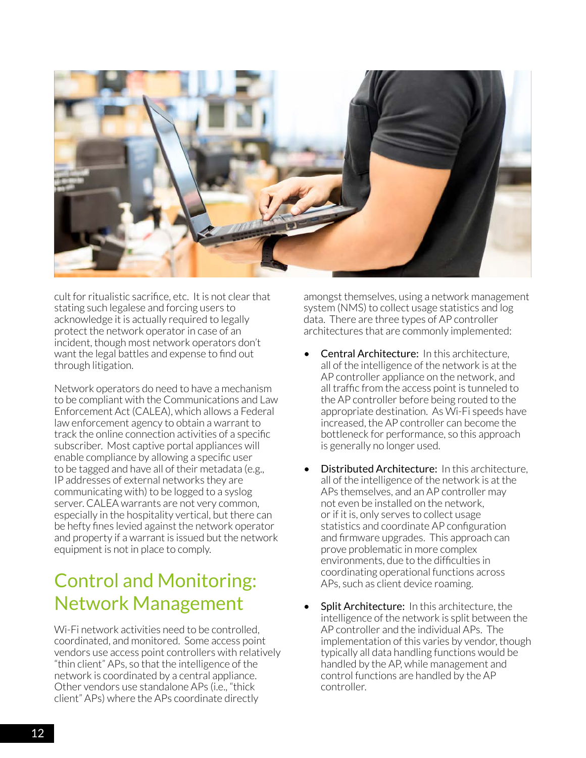cult for ritualistic sacrifice, etc. It is not clear that stating such legalese and forcing users to acknowledge it is actually required to legally protect the network operator in case of an incident, though most network operators don't want the legal battles and expense to find out through litigation.

Network operators do need to have a mechanism to be compliant with the Communications and Law Enforcement Act (CALEA), which allows a Federal law enforcement agency to obtain a warrant to track the online connection activities of a specific subscriber. Most captive portal appliances will enable compliance by allowing a specific user to be tagged and have all of their metadata (e.g., IP addresses of external networks they are communicating with) to be logged to a syslog server. CALEA warrants are not very common, especially in the hospitality vertical, but there can be hefty fines levied against the network operator and property if a warrant is issued but the network equipment is not in place to comply.

## Control and Monitoring: Network Management

Wi-Fi network activities need to be controlled, coordinated, and monitored. Some access point vendors use access point controllers with relatively "thin client" APs, so that the intelligence of the network is coordinated by a central appliance. Other vendors use standalone APs (i.e., "thick client" APs) where the APs coordinate directly amongst themselves, using a network management system (NMS) to collect usage statistics and log data. There are three types of AP controller architectures that are commonly implemented:

- Central Architecture: In this architecture, all of the intelligence of the network is at the AP controller appliance on the network, and all traffic from the access point is tunneled to the AP controller before being routed to the appropriate destination. As Wi-Fi speeds have increased, the AP controller can become the bottleneck for performance, so this approach is generally no longer used.
- Distributed Architecture: In this architecture, all of the intelligence of the network is at the APs themselves, and an AP controller may not even be installed on the network, or if it is, only serves to collect usage statistics and coordinate AP configuration and firmware upgrades. This approach can prove problematic in more complex environments, due to the difficulties in coordinating operational functions across APs, such as client device roaming.
- Split Architecture: In this architecture, the intelligence of the network is split between the AP controller and the individual APs. The implementation of this varies by vendor, though typically all data handling functions would be handled by the AP, while management and control functions are handled by the AP controller.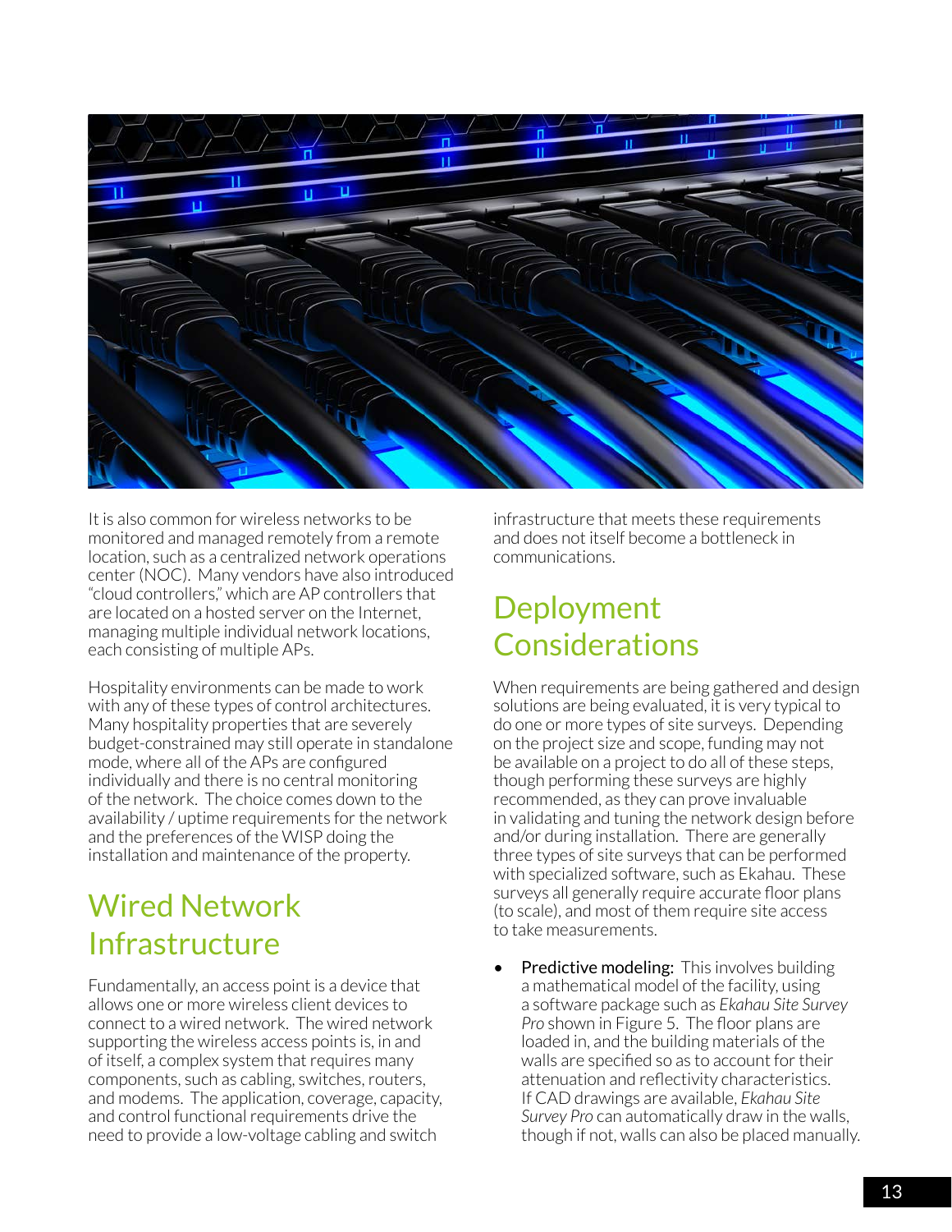It is also common for wireless networks to be monitored and managed remotely from a remote location, such as a centralized network operations center (NOC). Many vendors have also introduced "cloud controllers," which are AP controllers that are located on a hosted server on the Internet, managing multiple individual network locations, each consisting of multiple APs.

Hospitality environments can be made to work with any of these types of control architectures. Many hospitality properties that are severely budget-constrained may still operate in standalone mode, where all of the APs are configured individually and there is no central monitoring of the network. The choice comes down to the availability / uptime requirements for the network and the preferences of the WISP doing the installation and maintenance of the property.

## Wired Network Infrastructure

Fundamentally, an access point is a device that allows one or more wireless client devices to connect to a wired network. The wired network supporting the wireless access points is, in and of itself, a complex system that requires many components, such as cabling, switches, routers, and modems. The application, coverage, capacity, and control functional requirements drive the need to provide a low-voltage cabling and switch infrastructure that meets these requirements and does not itself become a bottleneck in communications.

## Deployment Considerations

When requirements are being gathered and design solutions are being evaluated, it is very typical to do one or more types of site surveys. Depending on the project size and scope, funding may not be available on a project to do all of these steps, though performing these surveys are highly recommended, as they can prove invaluable in validating and tuning the network design before and/or during installation. There are generally three types of site surveys that can be performed with specialized software, such as Ekahau. These surveys all generally require accurate floor plans (to scale), and most of them require site access to take measurements.

- Predictive modeling: This involves building a mathematical model of the facility, using a software package such as *Ekahau Site Survey Pro* shown in Figure 5. The floor plans are loaded in, and the building materials of the walls are specified so as to account for their attenuation and reflectivity characteristics. If CAD drawings are available, *Ekahau Site Survey Pro* can automatically draw in the walls, though if not, walls can also be placed manually.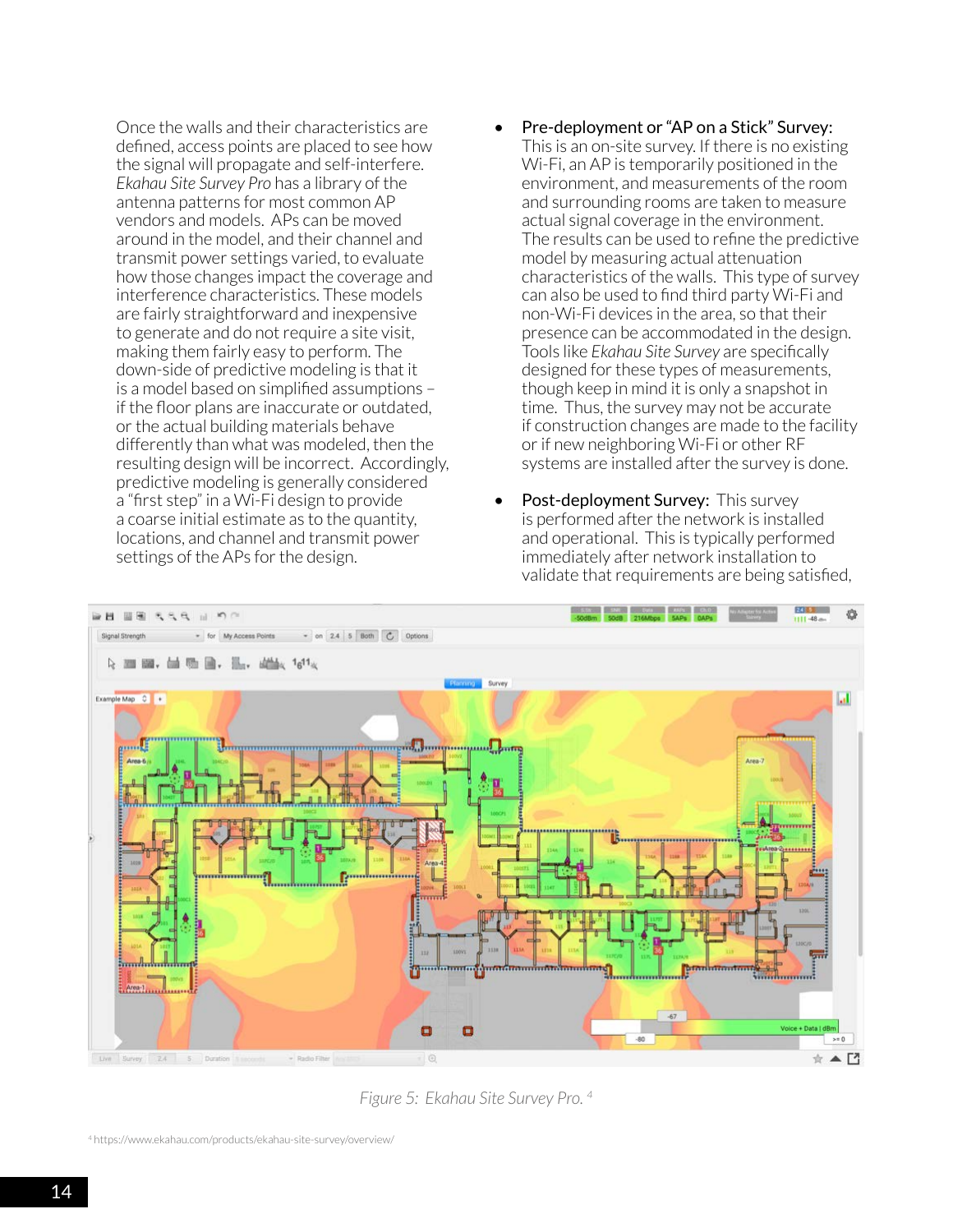Once the walls and their characteristics are defined, access points are placed to see how the signal will propagate and self-interfere. *Ekahau Site Survey Pro* has a library of the antenna patterns for most common AP vendors and models. APs can be moved around in the model, and their channel and transmit power settings varied, to evaluate how those changes impact the coverage and interference characteristics. These models are fairly straightforward and inexpensive to generate and do not require a site visit, making them fairly easy to perform. The down-side of predictive modeling is that it is a model based on simplified assumptions – if the floor plans are inaccurate or outdated, or the actual building materials behave differently than what was modeled, then the resulting design will be incorrect. Accordingly, predictive modeling is generally considered a "first step" in a Wi-Fi design to provide a coarse initial estimate as to the quantity, locations, and channel and transmit power settings of the APs for the design.

- Pre-deployment or "AP on a Stick" Survey: This is an on-site survey. If there is no existing Wi-Fi, an AP is temporarily positioned in the environment, and measurements of the room and surrounding rooms are taken to measure actual signal coverage in the environment. The results can be used to refine the predictive model by measuring actual attenuation characteristics of the walls. This type of survey can also be used to find third party Wi-Fi and non-Wi-Fi devices in the area, so that their presence can be accommodated in the design. Tools like *Ekahau Site Survey* are specifically designed for these types of measurements, though keep in mind it is only a snapshot in time. Thus, the survey may not be accurate if construction changes are made to the facility or if new neighboring Wi-Fi or other RF systems are installed after the survey is done.

- Post-deployment Survey: This survey is performed after the network is installed and operational. This is typically performed immediately after network installation to validate that requirements are being satisfied,

*Figure 5: Ekahau Site Survey Pro.* [4]

[4] https://www.ekahau.com/products/ekahau-site-survey/overview/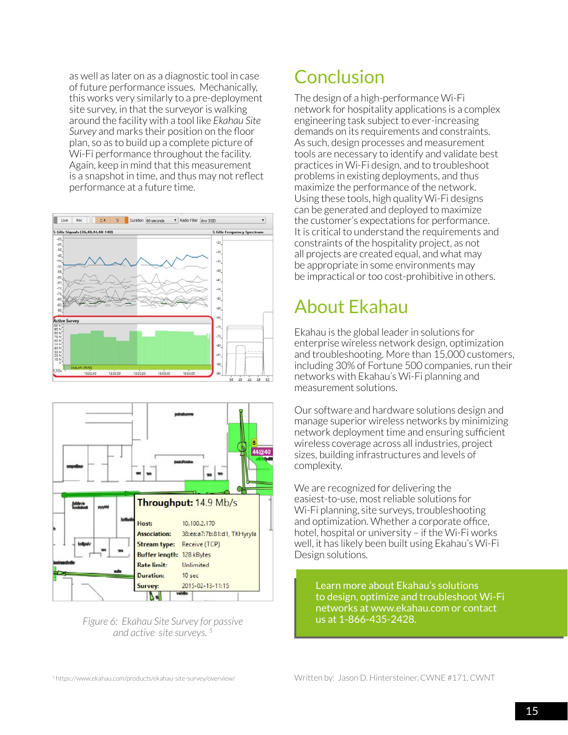as well as later on as a diagnostic tool in case of future performance issues. Mechanically, this works very similarly to a pre-deployment site survey, in that the surveyor is walking around the facility with a tool like *Ekahau Site Survey* and marks their position on the floor plan, so as to build up a complete picture of Wi-Fi performance throughout the facility. Again, keep in mind that this measurement is a snapshot in time, and thus may not reflect performance at a future time.

*Figure 6: Ekahau Site Survey for passive and active site surveys.* [5]

[5] https://www.ekahau.com/products/ekahau-site-survey/overview/

## Conclusion

The design of a high-performance Wi-Fi network for hospitality applications is a complex engineering task subject to ever-increasing demands on its requirements and constraints. As such, design processes and measurement tools are necessary to identify and validate best practices in Wi-Fi design, and to troubleshoot problems in existing deployments, and thus maximize the performance of the network. Using these tools, high quality Wi-Fi designs can be generated and deployed to maximize the customer's expectations for performance. It is critical to understand the requirements and constraints of the hospitality project, as not all projects are created equal, and what may be appropriate in some environments may be impractical or too cost-prohibitive in others.

## About Ekahau

Ekahau is the global leader in solutions for enterprise wireless network design, optimization and troubleshooting. More than 15,000 customers, including 30% of Fortune 500 companies, run their networks with Ekahau's Wi-Fi planning and measurement solutions.

Our software and hardware solutions design and manage superior wireless networks by minimizing network deployment time and ensuring sufficient wireless coverage across all industries, project sizes, building infrastructures and levels of complexity.

We are recognized for delivering the easiest-to-use, most reliable solutions for Wi-Fi planning, site surveys, troubleshooting and optimization. Whether a corporate office, hotel, hospital or university – if the Wi-Fi works well, it has likely been built using Ekahau's Wi-Fi Design solutions.

Learn more about Ekahau's solutions to design, optimize and troubleshoot Wi-Fi networks at www.ekahau.com or contact us at 1-866-435-2428.

Written by: Jason D. Hintersteiner, CWNE #171, CWNT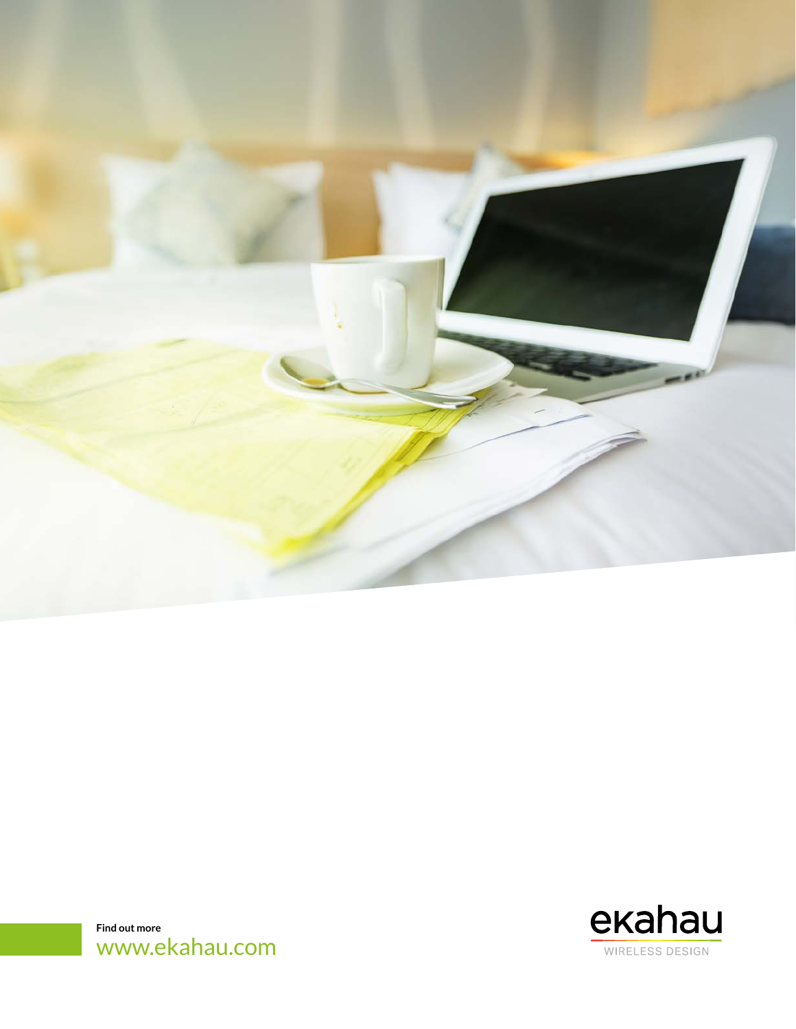**Find out more**
www.ekahau.com

ekahau
WIRELESS DESIGN